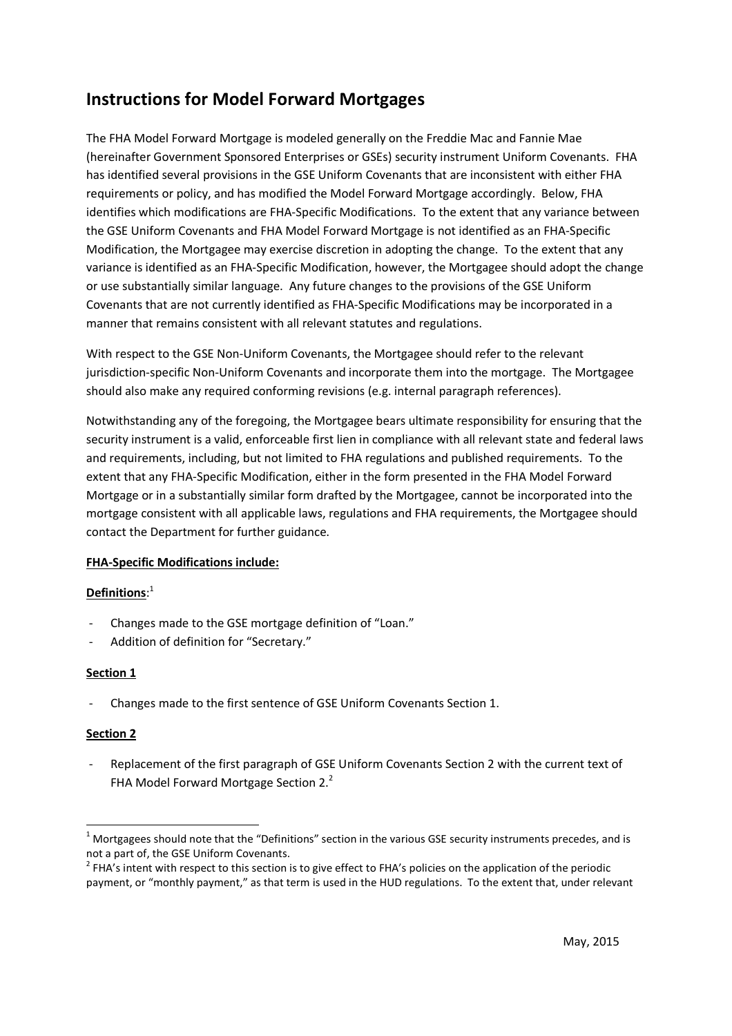# Instructions for Model Forward Mortgages

The FHA Model Forward Mortgage is modeled generally on the Freddie Mac and Fannie Mae (hereinafter Government Sponsored Enterprises or GSEs) security instrument Uniform Covenants. FHA has identified several provisions in the GSE Uniform Covenants that are inconsistent with either FHA requirements or policy, and has modified the Model Forward Mortgage accordingly. Below, FHA identifies which modifications are FHA-Specific Modifications. To the extent that any variance between the GSE Uniform Covenants and FHA Model Forward Mortgage is not identified as an FHA-Specific Modification, the Mortgagee may exercise discretion in adopting the change. To the extent that any variance is identified as an FHA-Specific Modification, however, the Mortgagee should adopt the change or use substantially similar language. Any future changes to the provisions of the GSE Uniform Covenants that are not currently identified as FHA-Specific Modifications may be incorporated in a manner that remains consistent with all relevant statutes and regulations.

With respect to the GSE Non-Uniform Covenants, the Mortgagee should refer to the relevant jurisdiction-specific Non-Uniform Covenants and incorporate them into the mortgage. The Mortgagee should also make any required conforming revisions (e.g. internal paragraph references).

Notwithstanding any of the foregoing, the Mortgagee bears ultimate responsibility for ensuring that the security instrument is a valid, enforceable first lien in compliance with all relevant state and federal laws and requirements, including, but not limited to FHA regulations and published requirements. To the extent that any FHA-Specific Modification, either in the form presented in the FHA Model Forward Mortgage or in a substantially similar form drafted by the Mortgagee, cannot be incorporated into the mortgage consistent with all applicable laws, regulations and FHA requirements, the Mortgagee should contact the Department for further guidance.

**FHA-Specific Modifications include:**

**Definitions**:[1]

- Changes made to the GSE mortgage definition of "Loan."
- Addition of definition for "Secretary."

**Section 1**

- Changes made to the first sentence of GSE Uniform Covenants Section 1.

**Section 2**

- Replacement of the first paragraph of GSE Uniform Covenants Section 2 with the current text of FHA Model Forward Mortgage Section 2.[2]

---

[1] Mortgagees should note that the "Definitions" section in the various GSE security instruments precedes, and is not a part of, the GSE Uniform Covenants.

[2] FHA's intent with respect to this section is to give effect to FHA's policies on the application of the periodic payment, or "monthly payment," as that term is used in the HUD regulations. To the extent that, under relevant

May, 2015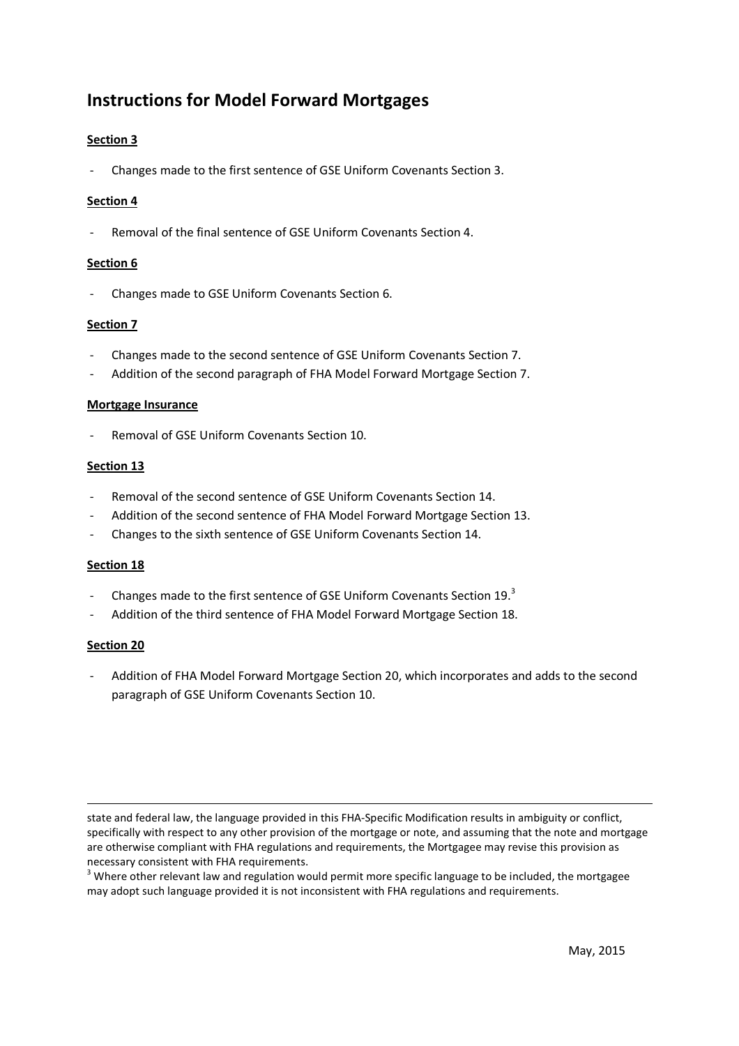# Instructions for Model Forward Mortgages

**Section 3**

- Changes made to the first sentence of GSE Uniform Covenants Section 3.

**Section 4**

- Removal of the final sentence of GSE Uniform Covenants Section 4.

**Section 6**

- Changes made to GSE Uniform Covenants Section 6.

**Section 7**

- Changes made to the second sentence of GSE Uniform Covenants Section 7.
- Addition of the second paragraph of FHA Model Forward Mortgage Section 7.

**Mortgage Insurance**

- Removal of GSE Uniform Covenants Section 10.

**Section 13**

- Removal of the second sentence of GSE Uniform Covenants Section 14.
- Addition of the second sentence of FHA Model Forward Mortgage Section 13.
- Changes to the sixth sentence of GSE Uniform Covenants Section 14.

**Section 18**

- Changes made to the first sentence of GSE Uniform Covenants Section 19.[3]
- Addition of the third sentence of FHA Model Forward Mortgage Section 18.

**Section 20**

- Addition of FHA Model Forward Mortgage Section 20, which incorporates and adds to the second paragraph of GSE Uniform Covenants Section 10.

---

state and federal law, the language provided in this FHA-Specific Modification results in ambiguity or conflict, specifically with respect to any other provision of the mortgage or note, and assuming that the note and mortgage are otherwise compliant with FHA regulations and requirements, the Mortgagee may revise this provision as necessary consistent with FHA requirements.

[3] Where other relevant law and regulation would permit more specific language to be included, the mortgagee may adopt such language provided it is not inconsistent with FHA regulations and requirements.

May, 2015